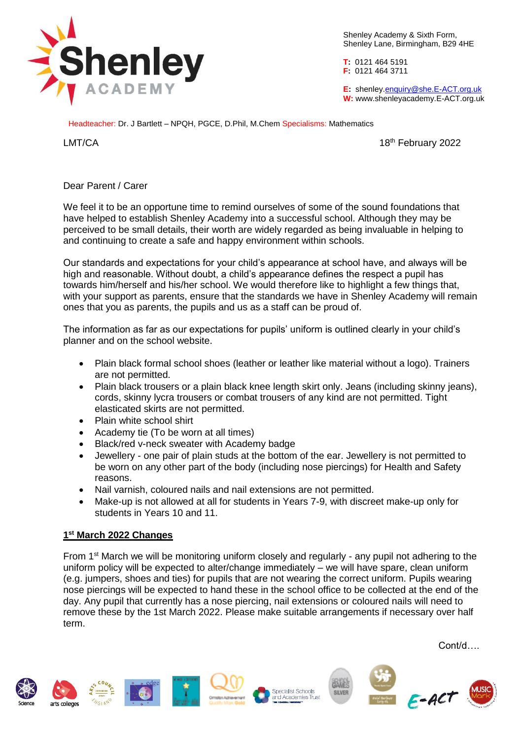Shenley Academy & Sixth Form,
Shenley Lane, Birmingham, B29 4HE

**T:** 0121 464 5191
**F:** 0121 464 3711

**E:** shenley.enquiry@she.E-ACT.org.uk
**W:** www.shenleyacademy.E-ACT.org.uk

Headteacher: Dr. J Bartlett – NPQH, PGCE, D.Phil, M.Chem Specialisms: Mathematics

LMT/CA

18th February 2022

Dear Parent / Carer

We feel it to be an opportune time to remind ourselves of some of the sound foundations that have helped to establish Shenley Academy into a successful school. Although they may be perceived to be small details, their worth are widely regarded as being invaluable in helping to and continuing to create a safe and happy environment within schools.

Our standards and expectations for your child's appearance at school have, and always will be high and reasonable. Without doubt, a child's appearance defines the respect a pupil has towards him/herself and his/her school. We would therefore like to highlight a few things that, with your support as parents, ensure that the standards we have in Shenley Academy will remain ones that you as parents, the pupils and us as a staff can be proud of.

The information as far as our expectations for pupils' uniform is outlined clearly in your child's planner and on the school website.

- Plain black formal school shoes (leather or leather like material without a logo). Trainers are not permitted.
- Plain black trousers or a plain black knee length skirt only. Jeans (including skinny jeans), cords, skinny lycra trousers or combat trousers of any kind are not permitted. Tight elasticated skirts are not permitted.
- Plain white school shirt
- Academy tie (To be worn at all times)
- Black/red v-neck sweater with Academy badge
- Jewellery - one pair of plain studs at the bottom of the ear. Jewellery is not permitted to be worn on any other part of the body (including nose piercings) for Health and Safety reasons.
- Nail varnish, coloured nails and nail extensions are not permitted.
- Make-up is not allowed at all for students in Years 7-9, with discreet make-up only for students in Years 10 and 11.

**1st March 2022 Changes**

From 1st March we will be monitoring uniform closely and regularly - any pupil not adhering to the uniform policy will be expected to alter/change immediately – we will have spare, clean uniform (e.g. jumpers, shoes and ties) for pupils that are not wearing the correct uniform. Pupils wearing nose piercings will be expected to hand these in the school office to be collected at the end of the day. Any pupil that currently has a nose piercing, nail extensions or coloured nails will need to remove these by the 1st March 2022. Please make suitable arrangements if necessary over half term.

Cont/d….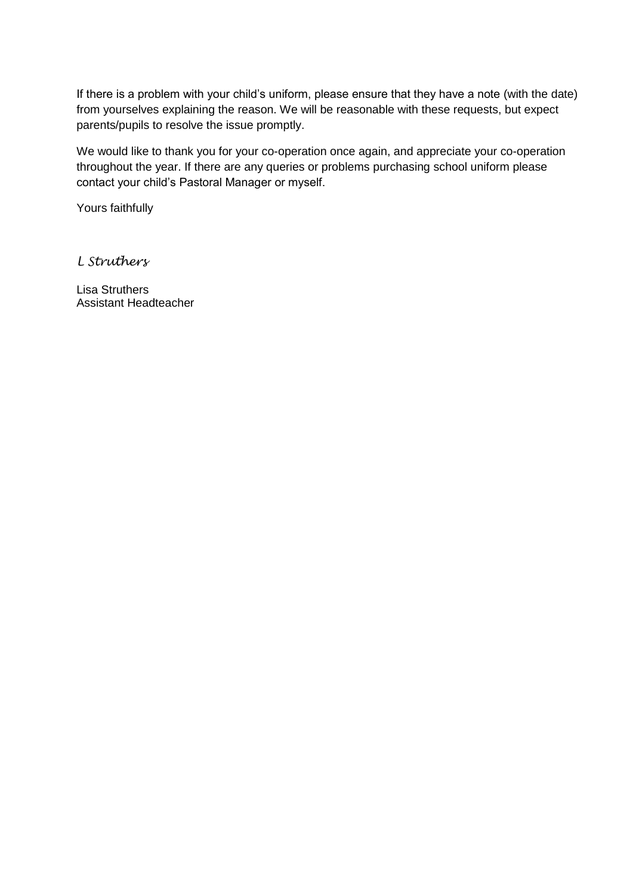If there is a problem with your child's uniform, please ensure that they have a note (with the date) from yourselves explaining the reason. We will be reasonable with these requests, but expect parents/pupils to resolve the issue promptly.

We would like to thank you for your co-operation once again, and appreciate your co-operation throughout the year. If there are any queries or problems purchasing school uniform please contact your child's Pastoral Manager or myself.

Yours faithfully

*L Struthers*

Lisa Struthers
Assistant Headteacher